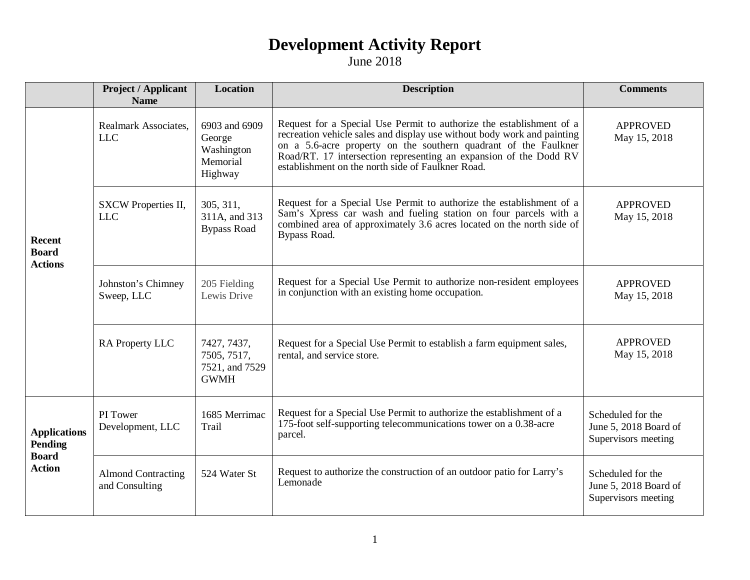# Development Activity Report

June 2018

| | Project / Applicant Name | Location | Description | Comments |
|---|---|---|---|---|
| **Recent Board Actions** | Realmark Associates, LLC | 6903 and 6909 George Washington Memorial Highway | Request for a Special Use Permit to authorize the establishment of a recreation vehicle sales and display use without body work and painting on a 5.6-acre property on the southern quadrant of the Faulkner Road/RT. 17 intersection representing an expansion of the Dodd RV establishment on the north side of Faulkner Road. | APPROVED May 15, 2018 |
| | SXCW Properties II, LLC | 305, 311, 311A, and 313 Bypass Road | Request for a Special Use Permit to authorize the establishment of a Sam's Xpress car wash and fueling station on four parcels with a combined area of approximately 3.6 acres located on the north side of Bypass Road. | APPROVED May 15, 2018 |
| | Johnston's Chimney Sweep, LLC | 205 Fielding Lewis Drive | Request for a Special Use Permit to authorize non-resident employees in conjunction with an existing home occupation. | APPROVED May 15, 2018 |
| | RA Property LLC | 7427, 7437, 7505, 7517, 7521, and 7529 GWMH | Request for a Special Use Permit to establish a farm equipment sales, rental, and service store. | APPROVED May 15, 2018 |
| **Applications Pending Board Action** | PI Tower Development, LLC | 1685 Merrimac Trail | Request for a Special Use Permit to authorize the establishment of a 175-foot self-supporting telecommunications tower on a 0.38-acre parcel. | Scheduled for the June 5, 2018 Board of Supervisors meeting |
| | Almond Contracting and Consulting | 524 Water St | Request to authorize the construction of an outdoor patio for Larry's Lemonade | Scheduled for the June 5, 2018 Board of Supervisors meeting |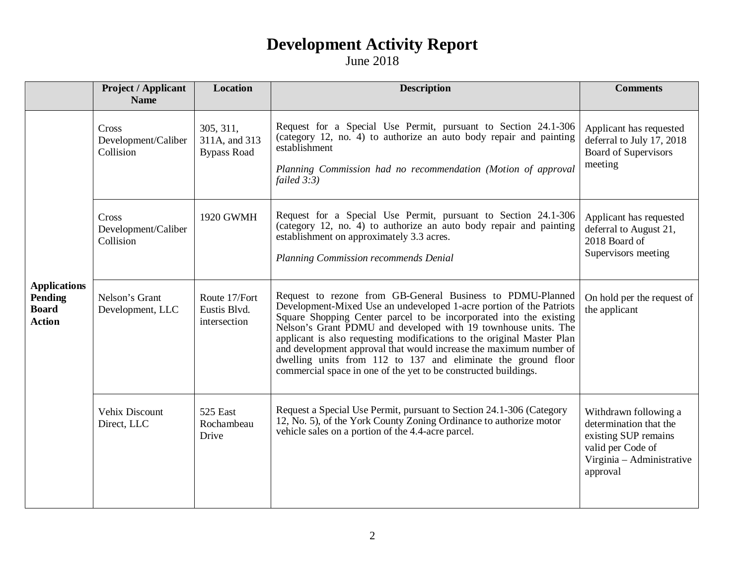# Development Activity Report

June 2018

| | Project / Applicant Name | Location | Description | Comments |
|---|---|---|---|---|
| **Applications Pending Board Action** | Cross Development/Caliber Collision | 305, 311, 311A, and 313 Bypass Road | Request for a Special Use Permit, pursuant to Section 24.1-306 (category 12, no. 4) to authorize an auto body repair and painting establishment<br><br>*Planning Commission had no recommendation (Motion of approval failed 3:3)* | Applicant has requested deferral to July 17, 2018 Board of Supervisors meeting |
| | Cross Development/Caliber Collision | 1920 GWMH | Request for a Special Use Permit, pursuant to Section 24.1-306 (category 12, no. 4) to authorize an auto body repair and painting establishment on approximately 3.3 acres.<br><br>*Planning Commission recommends Denial* | Applicant has requested deferral to August 21, 2018 Board of Supervisors meeting |
| | Nelson's Grant Development, LLC | Route 17/Fort Eustis Blvd. intersection | Request to rezone from GB-General Business to PDMU-Planned Development-Mixed Use an undeveloped 1-acre portion of the Patriots Square Shopping Center parcel to be incorporated into the existing Nelson's Grant PDMU and developed with 19 townhouse units. The applicant is also requesting modifications to the original Master Plan and development approval that would increase the maximum number of dwelling units from 112 to 137 and eliminate the ground floor commercial space in one of the yet to be constructed buildings. | On hold per the request of the applicant |
| | Vehix Discount Direct, LLC | 525 East Rochambeau Drive | Request a Special Use Permit, pursuant to Section 24.1-306 (Category 12, No. 5), of the York County Zoning Ordinance to authorize motor vehicle sales on a portion of the 4.4-acre parcel. | Withdrawn following a determination that the existing SUP remains valid per Code of Virginia – Administrative approval |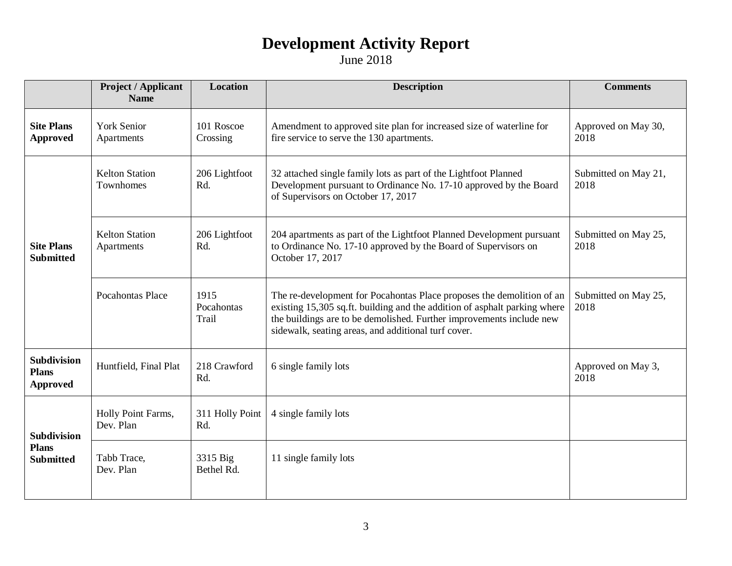# Development Activity Report

June 2018

| | Project / Applicant Name | Location | Description | Comments |
|---|---|---|---|---|
| **Site Plans Approved** | York Senior Apartments | 101 Roscoe Crossing | Amendment to approved site plan for increased size of waterline for fire service to serve the 130 apartments. | Approved on May 30, 2018 |
| **Site Plans Submitted** | Kelton Station Townhomes | 206 Lightfoot Rd. | 32 attached single family lots as part of the Lightfoot Planned Development pursuant to Ordinance No. 17-10 approved by the Board of Supervisors on October 17, 2017 | Submitted on May 21, 2018 |
| | Kelton Station Apartments | 206 Lightfoot Rd. | 204 apartments as part of the Lightfoot Planned Development pursuant to Ordinance No. 17-10 approved by the Board of Supervisors on October 17, 2017 | Submitted on May 25, 2018 |
| | Pocahontas Place | 1915 Pocahontas Trail | The re-development for Pocahontas Place proposes the demolition of an existing 15,305 sq.ft. building and the addition of asphalt parking where the buildings are to be demolished. Further improvements include new sidewalk, seating areas, and additional turf cover. | Submitted on May 25, 2018 |
| **Subdivision Plans Approved** | Huntfield, Final Plat | 218 Crawford Rd. | 6 single family lots | Approved on May 3, 2018 |
| **Subdivision Plans Submitted** | Holly Point Farms, Dev. Plan | 311 Holly Point Rd. | 4 single family lots | |
| | Tabb Trace, Dev. Plan | 3315 Big Bethel Rd. | 11 single family lots | |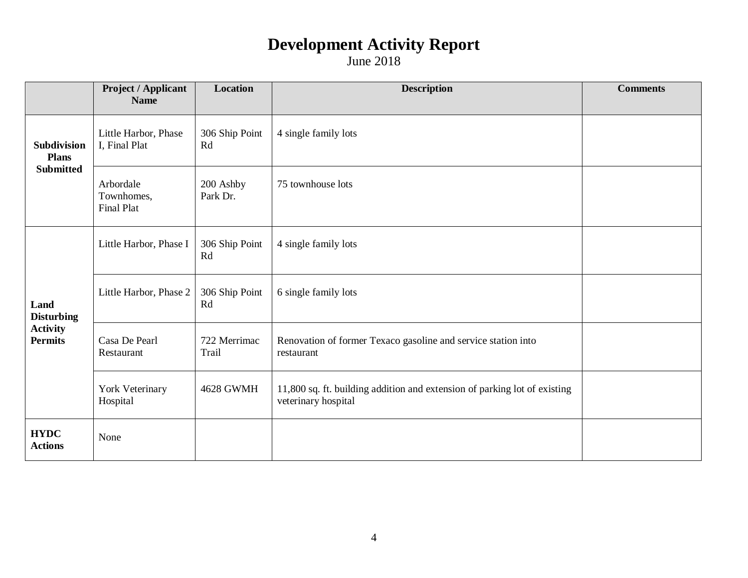# Development Activity Report

June 2018

| | Project / Applicant Name | Location | Description | Comments |
|---|---|---|---|---|
| **Subdivision Plans Submitted** | Little Harbor, Phase I, Final Plat | 306 Ship Point Rd | 4 single family lots | |
| | Arbordale Townhomes, Final Plat | 200 Ashby Park Dr. | 75 townhouse lots | |
| **Land Disturbing Activity Permits** | Little Harbor, Phase I | 306 Ship Point Rd | 4 single family lots | |
| | Little Harbor, Phase 2 | 306 Ship Point Rd | 6 single family lots | |
| | Casa De Pearl Restaurant | 722 Merrimac Trail | Renovation of former Texaco gasoline and service station into restaurant | |
| | York Veterinary Hospital | 4628 GWMH | 11,800 sq. ft. building addition and extension of parking lot of existing veterinary hospital | |
| **HYDC Actions** | None | | | |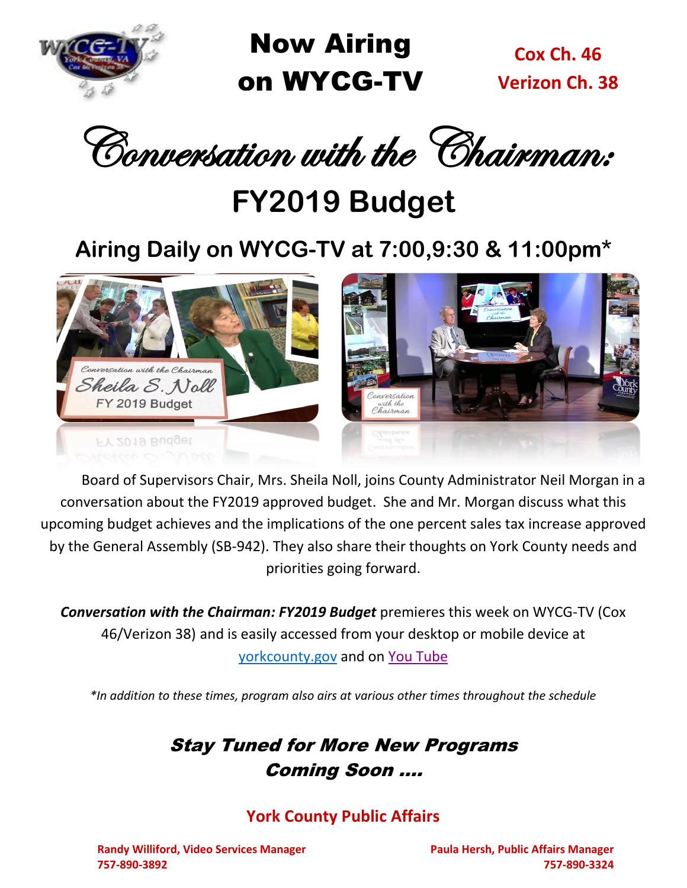# Now Airing on WYCG-TV

**Cox Ch. 46**
**Verizon Ch. 38**

# Conversation with the Chairman:

# FY2019 Budget

## Airing Daily on WYCG-TV at 7:00,9:30 & 11:00pm*

Board of Supervisors Chair, Mrs. Sheila Noll, joins County Administrator Neil Morgan in a conversation about the FY2019 approved budget. She and Mr. Morgan discuss what this upcoming budget achieves and the implications of the one percent sales tax increase approved by the General Assembly (SB-942). They also share their thoughts on York County needs and priorities going forward.

***Conversation with the Chairman: FY2019 Budget*** premieres this week on WYCG-TV (Cox 46/Verizon 38) and is easily accessed from your desktop or mobile device at yorkcounty.gov and on You Tube

*\*In addition to these times, program also airs at various other times throughout the schedule*

### *Stay Tuned for More New Programs Coming Soon ....*

**York County Public Affairs**

**Randy Williford, Video Services Manager**
**757-890-3892**

**Paula Hersh, Public Affairs Manager**
**757-890-3324**